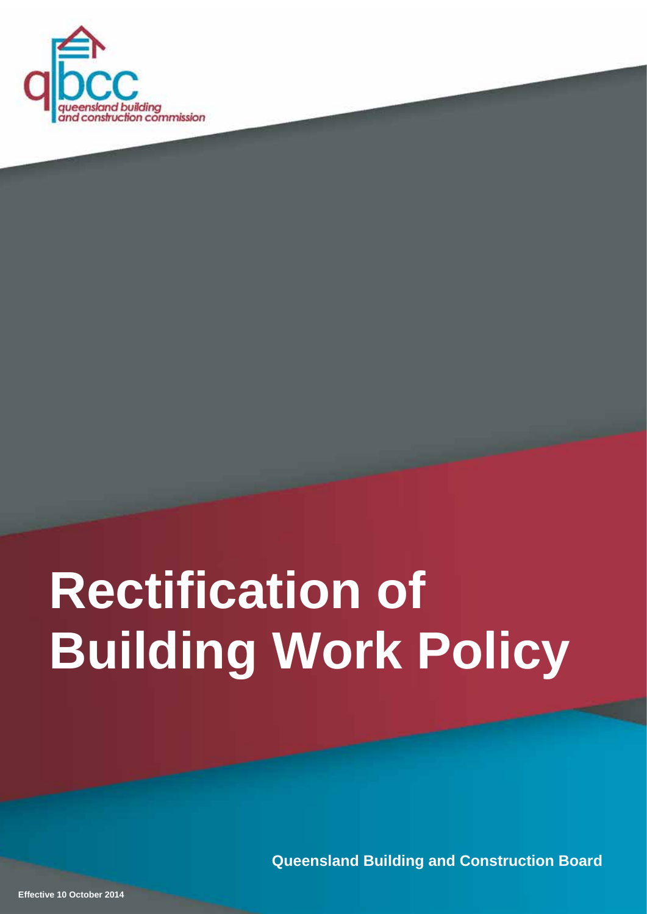qbcc

queensland building and construction commission

# Rectification of Building Work Policy

**Queensland Building and Construction Board**

**Effective 10 October 2014**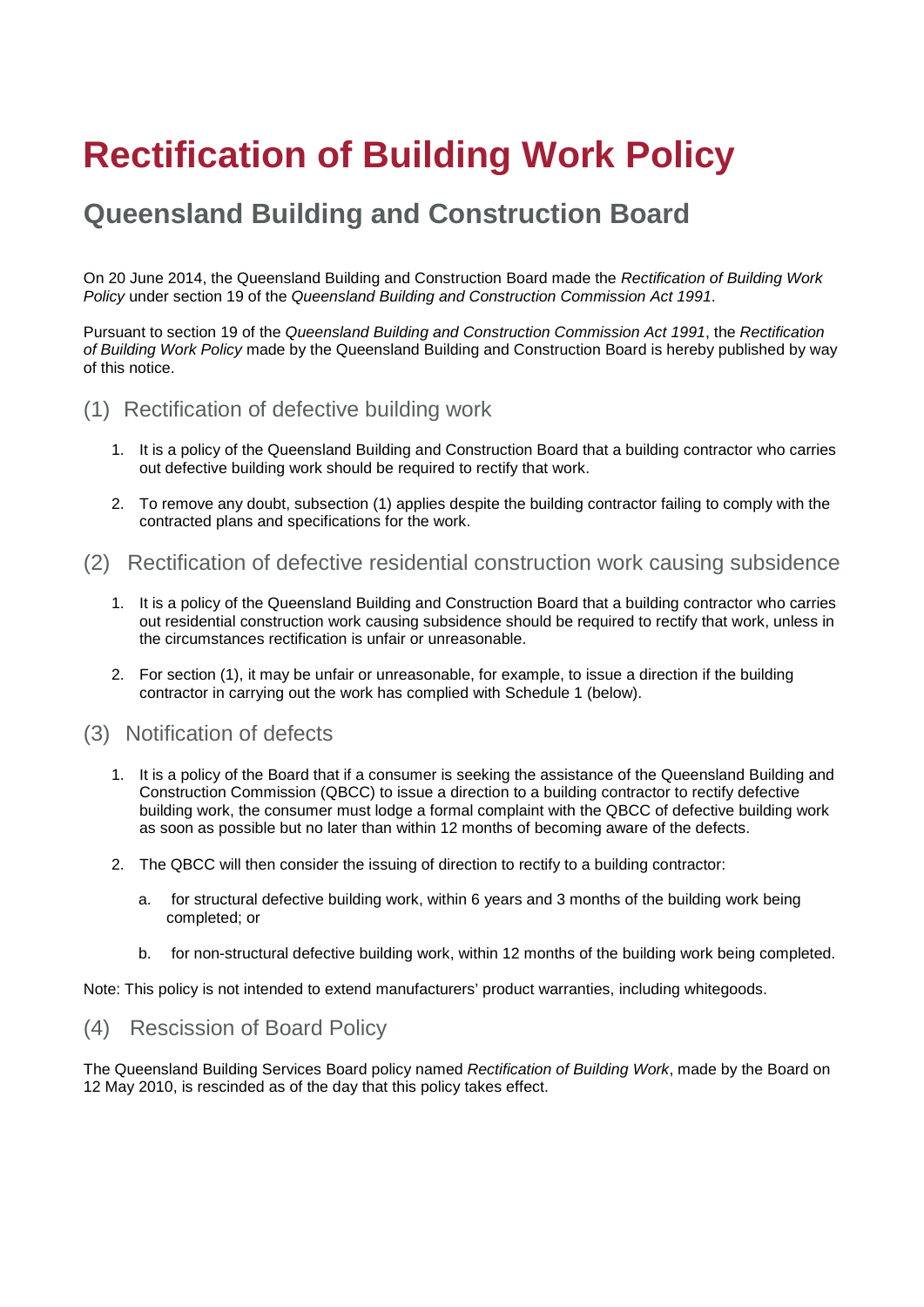# Rectification of Building Work Policy

## Queensland Building and Construction Board

On 20 June 2014, the Queensland Building and Construction Board made the *Rectification of Building Work Policy* under section 19 of the *Queensland Building and Construction Commission Act 1991*.

Pursuant to section 19 of the *Queensland Building and Construction Commission Act 1991*, the *Rectification of Building Work Policy* made by the Queensland Building and Construction Board is hereby published by way of this notice.

### (1) Rectification of defective building work

1. It is a policy of the Queensland Building and Construction Board that a building contractor who carries out defective building work should be required to rectify that work.

2. To remove any doubt, subsection (1) applies despite the building contractor failing to comply with the contracted plans and specifications for the work.

### (2) Rectification of defective residential construction work causing subsidence

1. It is a policy of the Queensland Building and Construction Board that a building contractor who carries out residential construction work causing subsidence should be required to rectify that work, unless in the circumstances rectification is unfair or unreasonable.

2. For section (1), it may be unfair or unreasonable, for example, to issue a direction if the building contractor in carrying out the work has complied with Schedule 1 (below).

### (3) Notification of defects

1. It is a policy of the Board that if a consumer is seeking the assistance of the Queensland Building and Construction Commission (QBCC) to issue a direction to a building contractor to rectify defective building work, the consumer must lodge a formal complaint with the QBCC of defective building work as soon as possible but no later than within 12 months of becoming aware of the defects.

2. The QBCC will then consider the issuing of direction to rectify to a building contractor:

   a. for structural defective building work, within 6 years and 3 months of the building work being completed; or

   b. for non-structural defective building work, within 12 months of the building work being completed.

Note: This policy is not intended to extend manufacturers' product warranties, including whitegoods.

### (4) Rescission of Board Policy

The Queensland Building Services Board policy named *Rectification of Building Work*, made by the Board on 12 May 2010, is rescinded as of the day that this policy takes effect.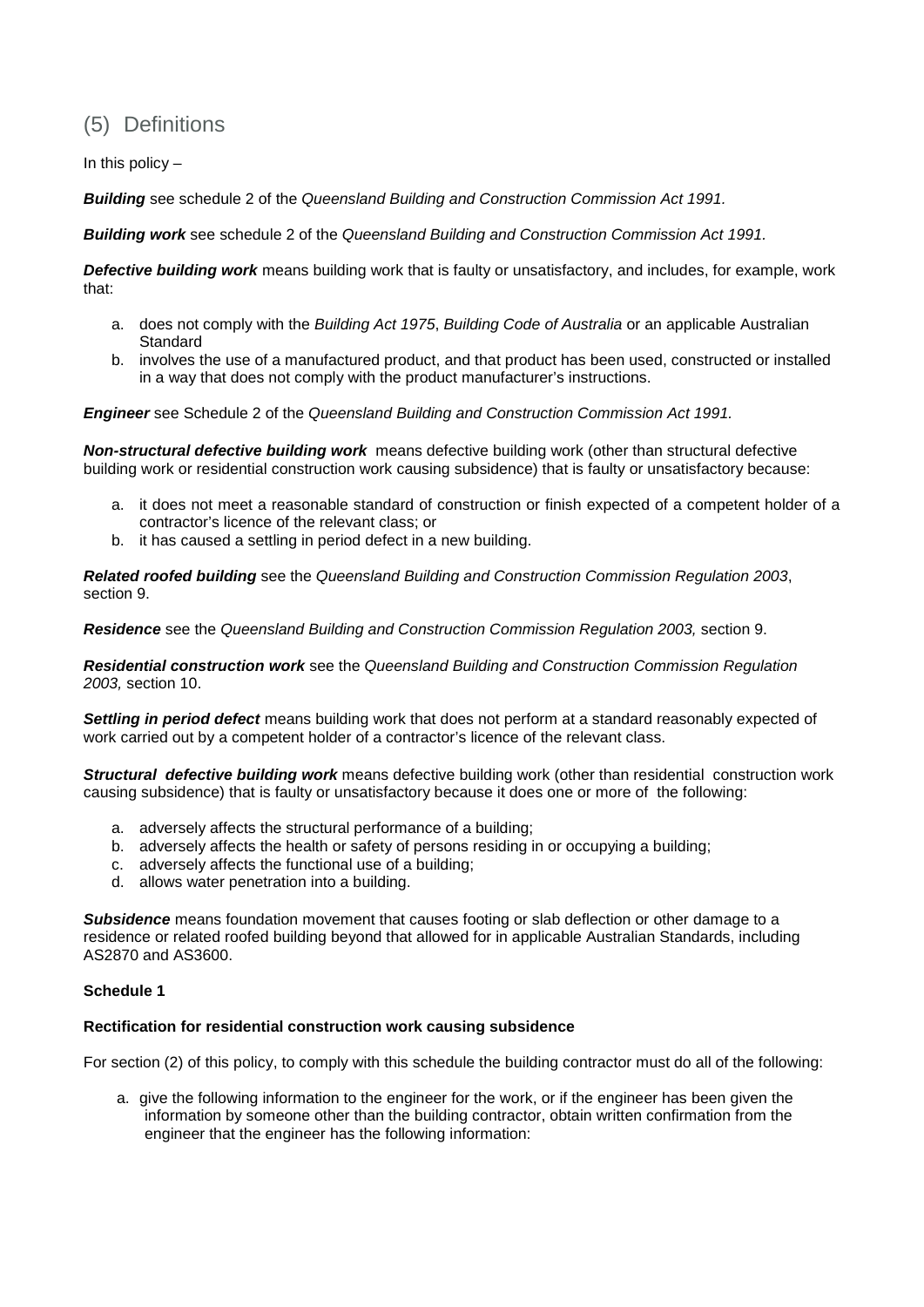## (5) Definitions

In this policy –

***Building*** see schedule 2 of the *Queensland Building and Construction Commission Act 1991.*

***Building work*** see schedule 2 of the *Queensland Building and Construction Commission Act 1991.*

***Defective building work*** means building work that is faulty or unsatisfactory, and includes, for example, work that:

a. does not comply with the *Building Act 1975*, *Building Code of Australia* or an applicable Australian Standard
b. involves the use of a manufactured product, and that product has been used, constructed or installed in a way that does not comply with the product manufacturer's instructions.

***Engineer*** see Schedule 2 of the *Queensland Building and Construction Commission Act 1991.*

***Non-structural defective building work*** means defective building work (other than structural defective building work or residential construction work causing subsidence) that is faulty or unsatisfactory because:

a. it does not meet a reasonable standard of construction or finish expected of a competent holder of a contractor's licence of the relevant class; or
b. it has caused a settling in period defect in a new building.

***Related roofed building*** see the *Queensland Building and Construction Commission Regulation 2003*, section 9.

***Residence*** see the *Queensland Building and Construction Commission Regulation 2003,* section 9.

***Residential construction work*** see the *Queensland Building and Construction Commission Regulation 2003,* section 10.

***Settling in period defect*** means building work that does not perform at a standard reasonably expected of work carried out by a competent holder of a contractor's licence of the relevant class.

***Structural defective building work*** means defective building work (other than residential construction work causing subsidence) that is faulty or unsatisfactory because it does one or more of the following:

a. adversely affects the structural performance of a building;
b. adversely affects the health or safety of persons residing in or occupying a building;
c. adversely affects the functional use of a building;
d. allows water penetration into a building.

***Subsidence*** means foundation movement that causes footing or slab deflection or other damage to a residence or related roofed building beyond that allowed for in applicable Australian Standards, including AS2870 and AS3600.

**Schedule 1**

**Rectification for residential construction work causing subsidence**

For section (2) of this policy, to comply with this schedule the building contractor must do all of the following:

a. give the following information to the engineer for the work, or if the engineer has been given the information by someone other than the building contractor, obtain written confirmation from the engineer that the engineer has the following information: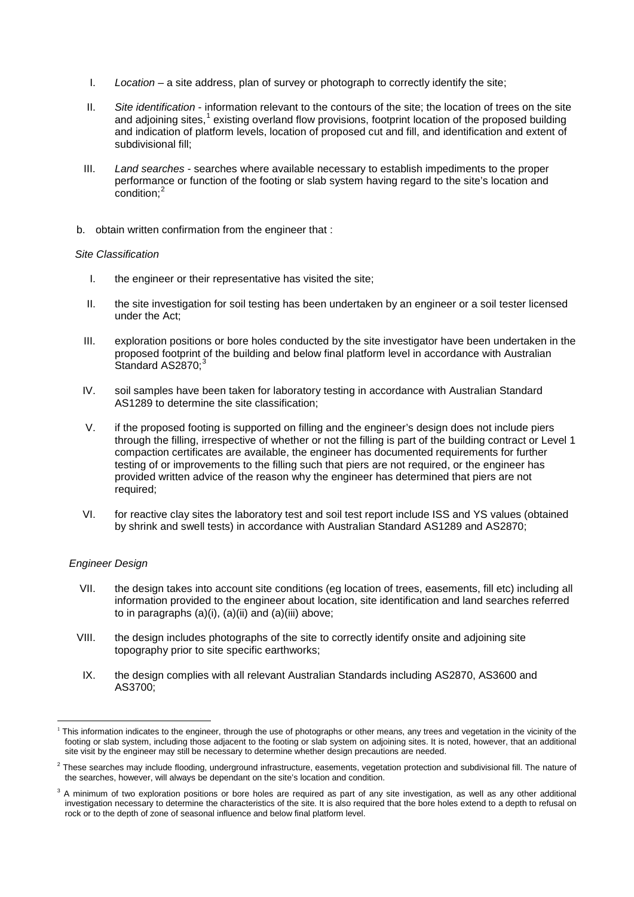I. *Location* – a site address, plan of survey or photograph to correctly identify the site;

II. *Site identification* - information relevant to the contours of the site; the location of trees on the site and adjoining sites,[1] existing overland flow provisions, footprint location of the proposed building and indication of platform levels, location of proposed cut and fill, and identification and extent of subdivisional fill;

III. *Land searches* - searches where available necessary to establish impediments to the proper performance or function of the footing or slab system having regard to the site's location and condition;[2]

b. obtain written confirmation from the engineer that :

*Site Classification*

I. the engineer or their representative has visited the site;

II. the site investigation for soil testing has been undertaken by an engineer or a soil tester licensed under the Act;

III. exploration positions or bore holes conducted by the site investigator have been undertaken in the proposed footprint of the building and below final platform level in accordance with Australian Standard AS2870;[3]

IV. soil samples have been taken for laboratory testing in accordance with Australian Standard AS1289 to determine the site classification;

V. if the proposed footing is supported on filling and the engineer's design does not include piers through the filling, irrespective of whether or not the filling is part of the building contract or Level 1 compaction certificates are available, the engineer has documented requirements for further testing of or improvements to the filling such that piers are not required, or the engineer has provided written advice of the reason why the engineer has determined that piers are not required;

VI. for reactive clay sites the laboratory test and soil test report include ISS and YS values (obtained by shrink and swell tests) in accordance with Australian Standard AS1289 and AS2870;

*Engineer Design*

VII. the design takes into account site conditions (eg location of trees, easements, fill etc) including all information provided to the engineer about location, site identification and land searches referred to in paragraphs (a)(i), (a)(ii) and (a)(iii) above;

VIII. the design includes photographs of the site to correctly identify onsite and adjoining site topography prior to site specific earthworks;

IX. the design complies with all relevant Australian Standards including AS2870, AS3600 and AS3700;

---

[1] This information indicates to the engineer, through the use of photographs or other means, any trees and vegetation in the vicinity of the footing or slab system, including those adjacent to the footing or slab system on adjoining sites. It is noted, however, that an additional site visit by the engineer may still be necessary to determine whether design precautions are needed.

[2] These searches may include flooding, underground infrastructure, easements, vegetation protection and subdivisional fill. The nature of the searches, however, will always be dependant on the site's location and condition.

[3] A minimum of two exploration positions or bore holes are required as part of any site investigation, as well as any other additional investigation necessary to determine the characteristics of the site. It is also required that the bore holes extend to a depth to refusal on rock or to the depth of zone of seasonal influence and below final platform level.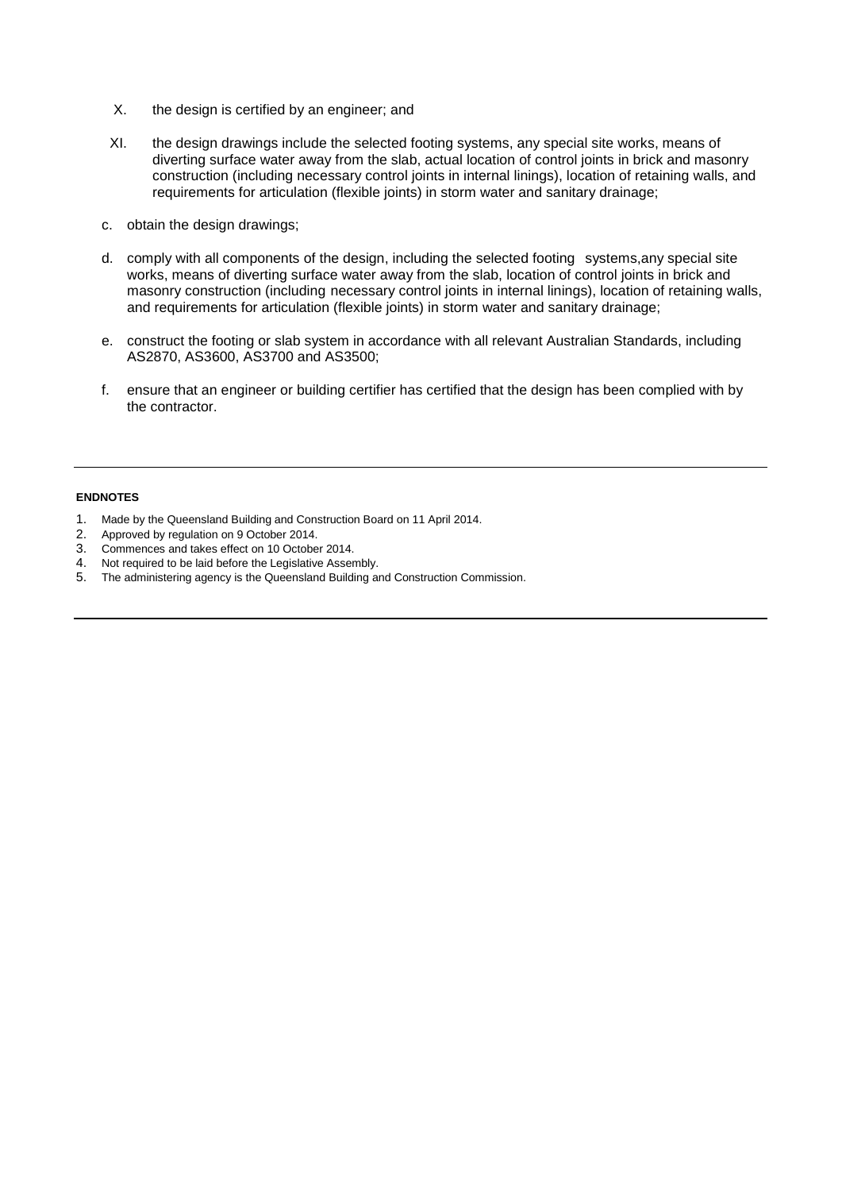X. the design is certified by an engineer; and

XI. the design drawings include the selected footing systems, any special site works, means of diverting surface water away from the slab, actual location of control joints in brick and masonry construction (including necessary control joints in internal linings), location of retaining walls, and requirements for articulation (flexible joints) in storm water and sanitary drainage;

c. obtain the design drawings;

d. comply with all components of the design, including the selected footing systems,any special site works, means of diverting surface water away from the slab, location of control joints in brick and masonry construction (including necessary control joints in internal linings), location of retaining walls, and requirements for articulation (flexible joints) in storm water and sanitary drainage;

e. construct the footing or slab system in accordance with all relevant Australian Standards, including AS2870, AS3600, AS3700 and AS3500;

f. ensure that an engineer or building certifier has certified that the design has been complied with by the contractor.

---

**ENDNOTES**

1. Made by the Queensland Building and Construction Board on 11 April 2014.
2. Approved by regulation on 9 October 2014.
3. Commences and takes effect on 10 October 2014.
4. Not required to be laid before the Legislative Assembly.
5. The administering agency is the Queensland Building and Construction Commission.

---